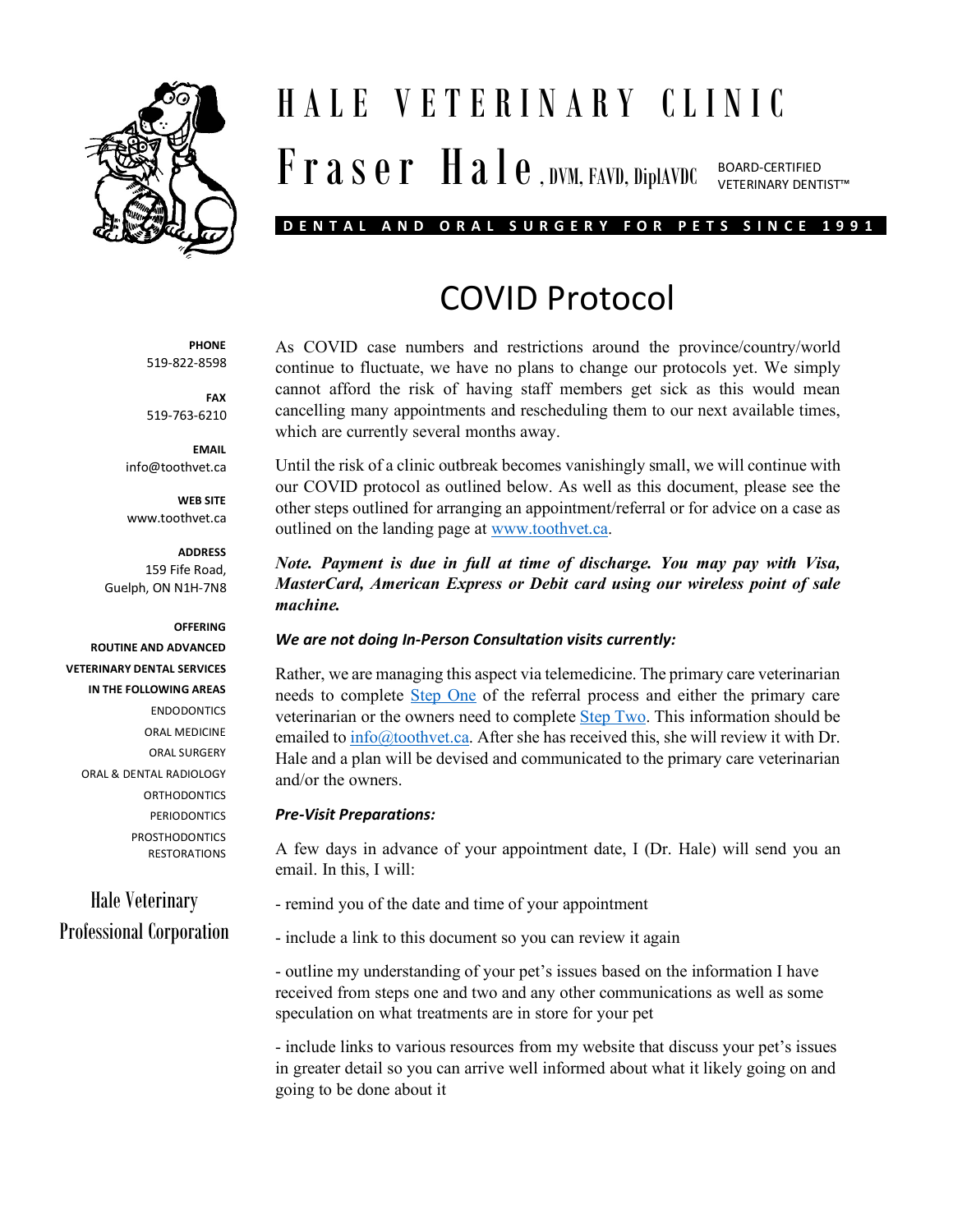# HALE VETERINARY CLINIC

## Fraser Hale, DVM, FAVD, DipIAVDC

BOARD-CERTIFIED VETERINARY DENTIST™

**DENTAL AND ORAL SURGERY FOR PETS SINCE 1991**

**PHONE**
519-822-8598

**FAX**
519-763-6210

**EMAIL**
info@toothvet.ca

**WEB SITE**
www.toothvet.ca

**ADDRESS**
159 Fife Road,
Guelph, ON N1H-7N8

**OFFERING ROUTINE AND ADVANCED VETERINARY DENTAL SERVICES IN THE FOLLOWING AREAS**

- ENDODONTICS
- ORAL MEDICINE
- ORAL SURGERY
- ORAL & DENTAL RADIOLOGY
- ORTHODONTICS
- PERIODONTICS
- PROSTHODONTICS
- RESTORATIONS

Hale Veterinary Professional Corporation

# COVID Protocol

As COVID case numbers and restrictions around the province/country/world continue to fluctuate, we have no plans to change our protocols yet. We simply cannot afford the risk of having staff members get sick as this would mean cancelling many appointments and rescheduling them to our next available times, which are currently several months away.

Until the risk of a clinic outbreak becomes vanishingly small, we will continue with our COVID protocol as outlined below. As well as this document, please see the other steps outlined for arranging an appointment/referral or for advice on a case as outlined on the landing page at www.toothvet.ca.

***Note. Payment is due in full at time of discharge. You may pay with Visa, MasterCard, American Express or Debit card using our wireless point of sale machine.***

### *We are not doing In-Person Consultation visits currently:*

Rather, we are managing this aspect via telemedicine. The primary care veterinarian needs to complete Step One of the referral process and either the primary care veterinarian or the owners need to complete Step Two. This information should be emailed to info@toothvet.ca. After she has received this, she will review it with Dr. Hale and a plan will be devised and communicated to the primary care veterinarian and/or the owners.

### *Pre-Visit Preparations:*

A few days in advance of your appointment date, I (Dr. Hale) will send you an email. In this, I will:

- remind you of the date and time of your appointment

- include a link to this document so you can review it again

- outline my understanding of your pet's issues based on the information I have received from steps one and two and any other communications as well as some speculation on what treatments are in store for your pet

- include links to various resources from my website that discuss your pet's issues in greater detail so you can arrive well informed about what it likely going on and going to be done about it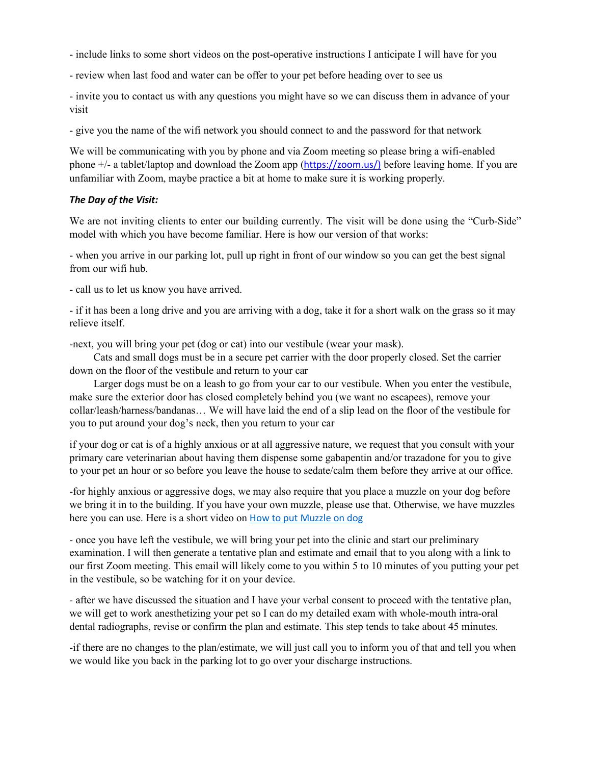- include links to some short videos on the post-operative instructions I anticipate I will have for you

- review when last food and water can be offer to your pet before heading over to see us

- invite you to contact us with any questions you might have so we can discuss them in advance of your visit

- give you the name of the wifi network you should connect to and the password for that network

We will be communicating with you by phone and via Zoom meeting so please bring a wifi-enabled phone +/- a tablet/laptop and download the Zoom app ([https://zoom.us/)](https://zoom.us/)) before leaving home. If you are unfamiliar with Zoom, maybe practice a bit at home to make sure it is working properly.

***The Day of the Visit:***

We are not inviting clients to enter our building currently. The visit will be done using the "Curb-Side" model with which you have become familiar. Here is how our version of that works:

- when you arrive in our parking lot, pull up right in front of our window so you can get the best signal from our wifi hub.

- call us to let us know you have arrived.

- if it has been a long drive and you are arriving with a dog, take it for a short walk on the grass so it may relieve itself.

-next, you will bring your pet (dog or cat) into our vestibule (wear your mask).

Cats and small dogs must be in a secure pet carrier with the door properly closed. Set the carrier down on the floor of the vestibule and return to your car

Larger dogs must be on a leash to go from your car to our vestibule. When you enter the vestibule, make sure the exterior door has closed completely behind you (we want no escapees), remove your collar/leash/harness/bandanas… We will have laid the end of a slip lead on the floor of the vestibule for you to put around your dog's neck, then you return to your car

if your dog or cat is of a highly anxious or at all aggressive nature, we request that you consult with your primary care veterinarian about having them dispense some gabapentin and/or trazadone for you to give to your pet an hour or so before you leave the house to sedate/calm them before they arrive at our office.

-for highly anxious or aggressive dogs, we may also require that you place a muzzle on your dog before we bring it in to the building. If you have your own muzzle, please use that. Otherwise, we have muzzles here you can use. Here is a short video on How to put Muzzle on dog

- once you have left the vestibule, we will bring your pet into the clinic and start our preliminary examination. I will then generate a tentative plan and estimate and email that to you along with a link to our first Zoom meeting. This email will likely come to you within 5 to 10 minutes of you putting your pet in the vestibule, so be watching for it on your device.

- after we have discussed the situation and I have your verbal consent to proceed with the tentative plan, we will get to work anesthetizing your pet so I can do my detailed exam with whole-mouth intra-oral dental radiographs, revise or confirm the plan and estimate. This step tends to take about 45 minutes.

-if there are no changes to the plan/estimate, we will just call you to inform you of that and tell you when we would like you back in the parking lot to go over your discharge instructions.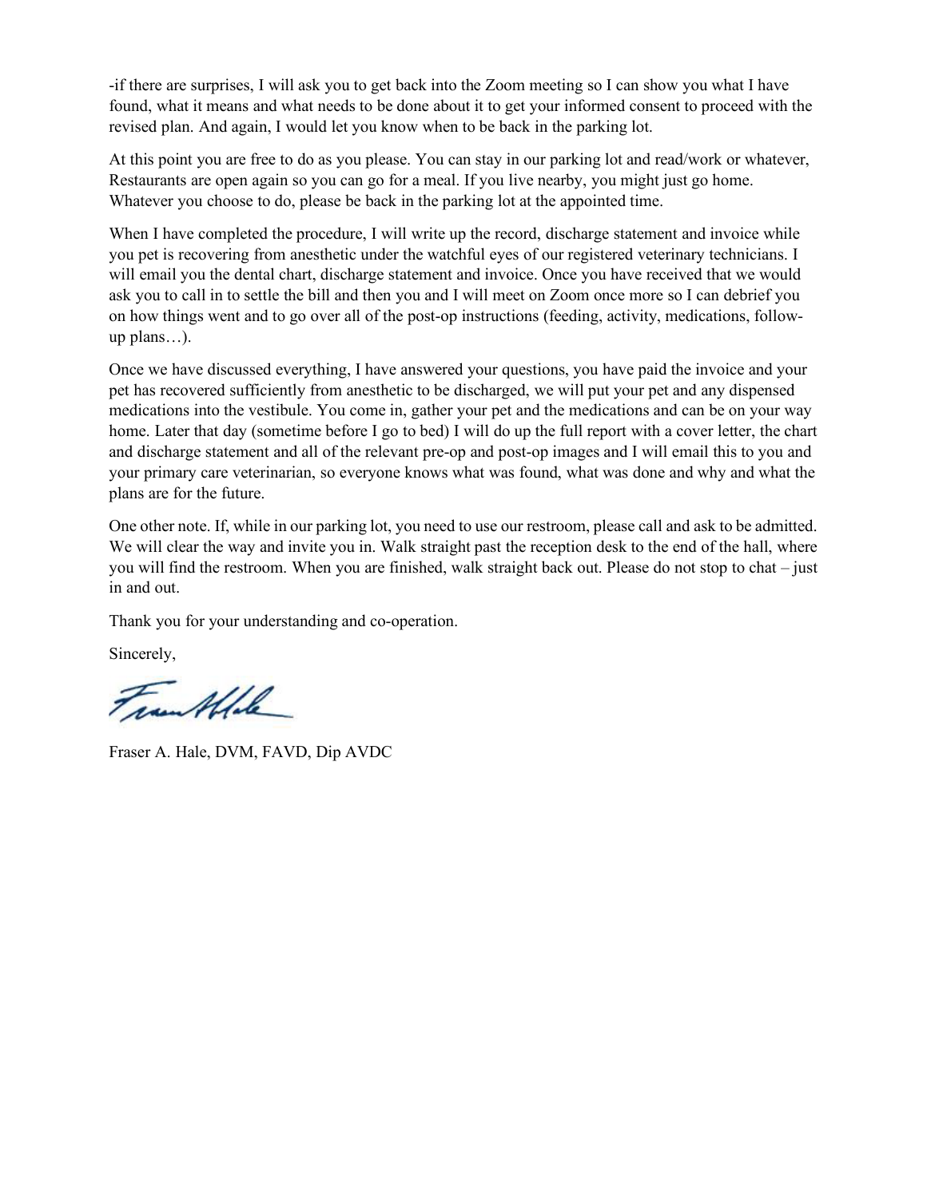-if there are surprises, I will ask you to get back into the Zoom meeting so I can show you what I have found, what it means and what needs to be done about it to get your informed consent to proceed with the revised plan. And again, I would let you know when to be back in the parking lot.

At this point you are free to do as you please. You can stay in our parking lot and read/work or whatever, Restaurants are open again so you can go for a meal. If you live nearby, you might just go home. Whatever you choose to do, please be back in the parking lot at the appointed time.

When I have completed the procedure, I will write up the record, discharge statement and invoice while you pet is recovering from anesthetic under the watchful eyes of our registered veterinary technicians. I will email you the dental chart, discharge statement and invoice. Once you have received that we would ask you to call in to settle the bill and then you and I will meet on Zoom once more so I can debrief you on how things went and to go over all of the post-op instructions (feeding, activity, medications, follow-up plans…).

Once we have discussed everything, I have answered your questions, you have paid the invoice and your pet has recovered sufficiently from anesthetic to be discharged, we will put your pet and any dispensed medications into the vestibule. You come in, gather your pet and the medications and can be on your way home. Later that day (sometime before I go to bed) I will do up the full report with a cover letter, the chart and discharge statement and all of the relevant pre-op and post-op images and I will email this to you and your primary care veterinarian, so everyone knows what was found, what was done and why and what the plans are for the future.

One other note. If, while in our parking lot, you need to use our restroom, please call and ask to be admitted. We will clear the way and invite you in. Walk straight past the reception desk to the end of the hall, where you will find the restroom. When you are finished, walk straight back out. Please do not stop to chat – just in and out.

Thank you for your understanding and co-operation.

Sincerely,

Fraser A. Hale, DVM, FAVD, Dip AVDC